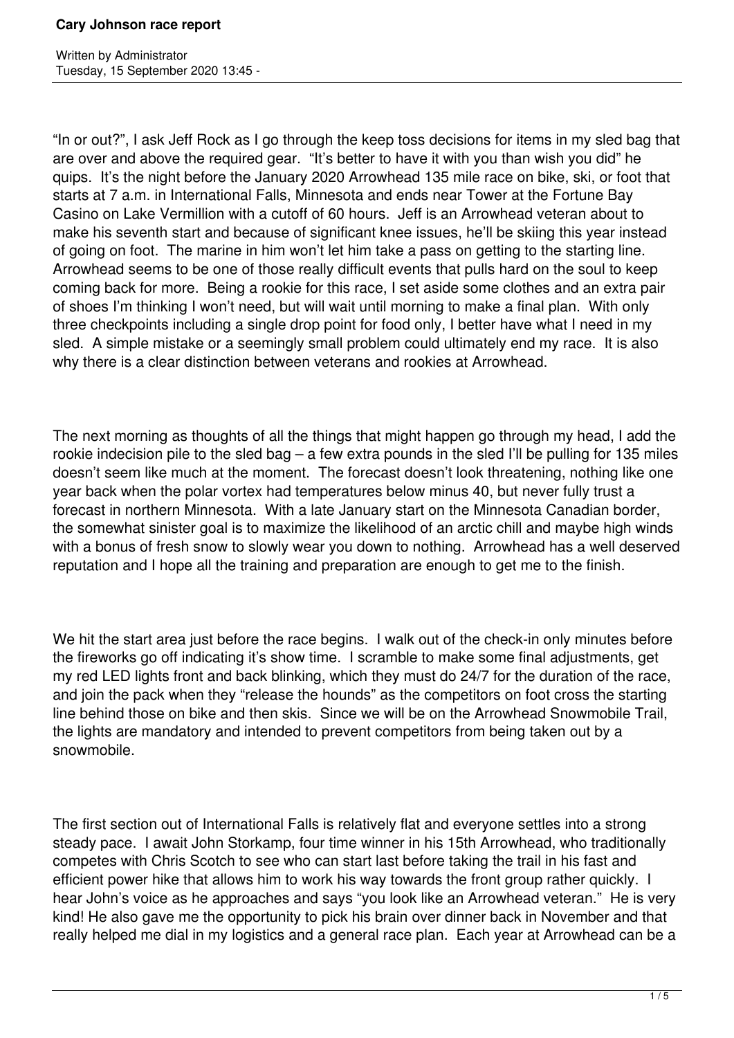# Cary Johnson race report

Written by Administrator
Tuesday, 15 September 2020 13:45 -

“In or out?”, I ask Jeff Rock as I go through the keep toss decisions for items in my sled bag that are over and above the required gear. “It’s better to have it with you than wish you did” he quips. It’s the night before the January 2020 Arrowhead 135 mile race on bike, ski, or foot that starts at 7 a.m. in International Falls, Minnesota and ends near Tower at the Fortune Bay Casino on Lake Vermillion with a cutoff of 60 hours. Jeff is an Arrowhead veteran about to make his seventh start and because of significant knee issues, he’ll be skiing this year instead of going on foot. The marine in him won’t let him take a pass on getting to the starting line. Arrowhead seems to be one of those really difficult events that pulls hard on the soul to keep coming back for more. Being a rookie for this race, I set aside some clothes and an extra pair of shoes I’m thinking I won’t need, but will wait until morning to make a final plan. With only three checkpoints including a single drop point for food only, I better have what I need in my sled. A simple mistake or a seemingly small problem could ultimately end my race. It is also why there is a clear distinction between veterans and rookies at Arrowhead.

The next morning as thoughts of all the things that might happen go through my head, I add the rookie indecision pile to the sled bag – a few extra pounds in the sled I’ll be pulling for 135 miles doesn’t seem like much at the moment. The forecast doesn’t look threatening, nothing like one year back when the polar vortex had temperatures below minus 40, but never fully trust a forecast in northern Minnesota. With a late January start on the Minnesota Canadian border, the somewhat sinister goal is to maximize the likelihood of an arctic chill and maybe high winds with a bonus of fresh snow to slowly wear you down to nothing. Arrowhead has a well deserved reputation and I hope all the training and preparation are enough to get me to the finish.

We hit the start area just before the race begins. I walk out of the check-in only minutes before the fireworks go off indicating it’s show time. I scramble to make some final adjustments, get my red LED lights front and back blinking, which they must do 24/7 for the duration of the race, and join the pack when they “release the hounds” as the competitors on foot cross the starting line behind those on bike and then skis. Since we will be on the Arrowhead Snowmobile Trail, the lights are mandatory and intended to prevent competitors from being taken out by a snowmobile.

The first section out of International Falls is relatively flat and everyone settles into a strong steady pace. I await John Storkamp, four time winner in his 15th Arrowhead, who traditionally competes with Chris Scotch to see who can start last before taking the trail in his fast and efficient power hike that allows him to work his way towards the front group rather quickly. I hear John’s voice as he approaches and says “you look like an Arrowhead veteran.” He is very kind! He also gave me the opportunity to pick his brain over dinner back in November and that really helped me dial in my logistics and a general race plan. Each year at Arrowhead can be a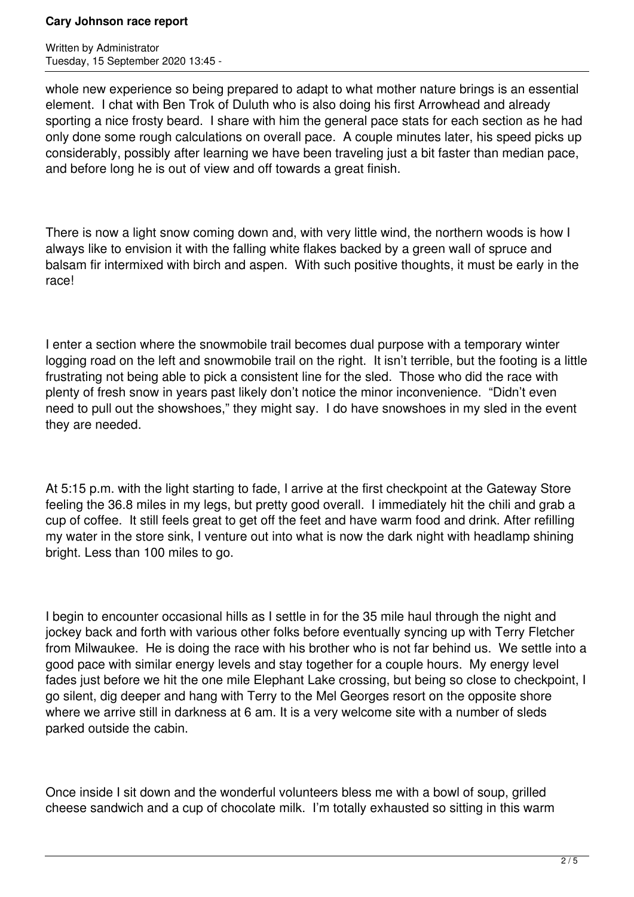whole new experience so being prepared to adapt to what mother nature brings is an essential element. I chat with Ben Trok of Duluth who is also doing his first Arrowhead and already sporting a nice frosty beard. I share with him the general pace stats for each section as he had only done some rough calculations on overall pace. A couple minutes later, his speed picks up considerably, possibly after learning we have been traveling just a bit faster than median pace, and before long he is out of view and off towards a great finish.

There is now a light snow coming down and, with very little wind, the northern woods is how I always like to envision it with the falling white flakes backed by a green wall of spruce and balsam fir intermixed with birch and aspen. With such positive thoughts, it must be early in the race!

I enter a section where the snowmobile trail becomes dual purpose with a temporary winter logging road on the left and snowmobile trail on the right. It isn't terrible, but the footing is a little frustrating not being able to pick a consistent line for the sled. Those who did the race with plenty of fresh snow in years past likely don't notice the minor inconvenience. "Didn't even need to pull out the showshoes," they might say. I do have snowshoes in my sled in the event they are needed.

At 5:15 p.m. with the light starting to fade, I arrive at the first checkpoint at the Gateway Store feeling the 36.8 miles in my legs, but pretty good overall. I immediately hit the chili and grab a cup of coffee. It still feels great to get off the feet and have warm food and drink. After refilling my water in the store sink, I venture out into what is now the dark night with headlamp shining bright. Less than 100 miles to go.

I begin to encounter occasional hills as I settle in for the 35 mile haul through the night and jockey back and forth with various other folks before eventually syncing up with Terry Fletcher from Milwaukee. He is doing the race with his brother who is not far behind us. We settle into a good pace with similar energy levels and stay together for a couple hours. My energy level fades just before we hit the one mile Elephant Lake crossing, but being so close to checkpoint, I go silent, dig deeper and hang with Terry to the Mel Georges resort on the opposite shore where we arrive still in darkness at 6 am. It is a very welcome site with a number of sleds parked outside the cabin.

Once inside I sit down and the wonderful volunteers bless me with a bowl of soup, grilled cheese sandwich and a cup of chocolate milk. I'm totally exhausted so sitting in this warm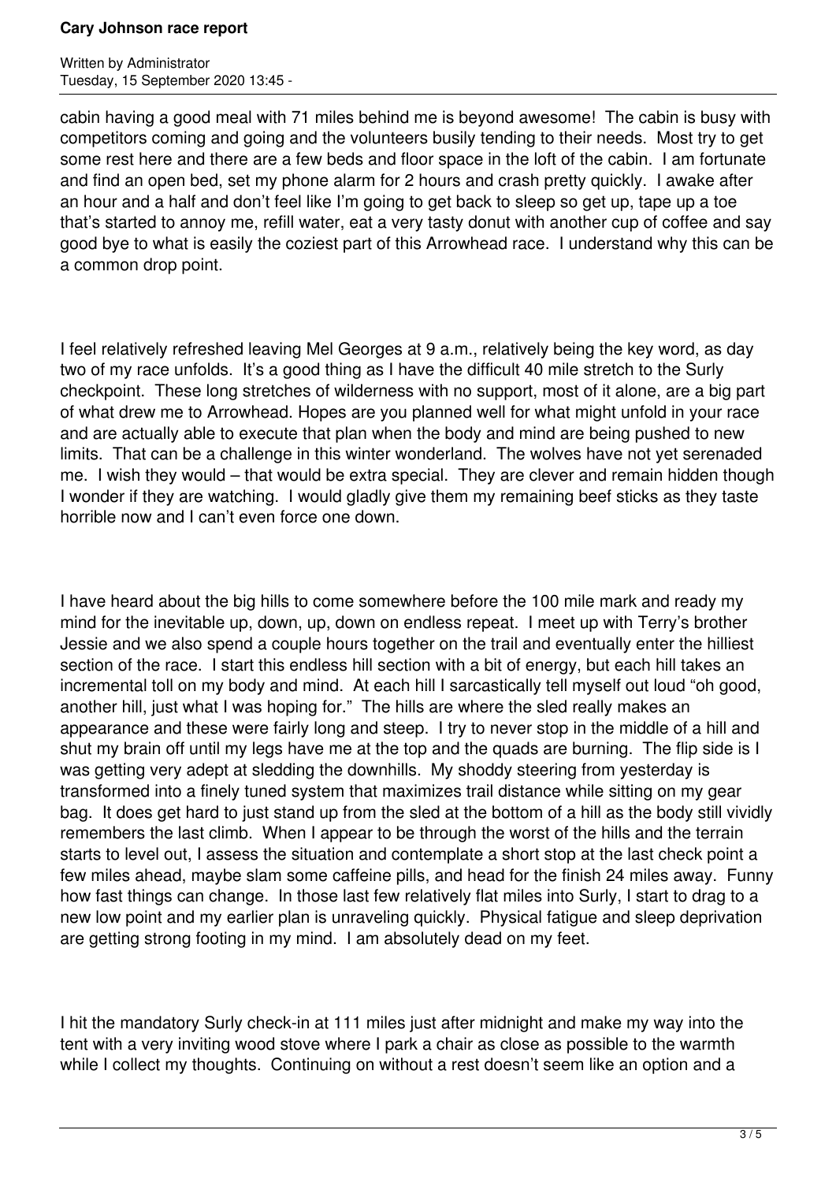cabin having a good meal with 71 miles behind me is beyond awesome! The cabin is busy with competitors coming and going and the volunteers busily tending to their needs. Most try to get some rest here and there are a few beds and floor space in the loft of the cabin. I am fortunate and find an open bed, set my phone alarm for 2 hours and crash pretty quickly. I awake after an hour and a half and don't feel like I'm going to get back to sleep so get up, tape up a toe that's started to annoy me, refill water, eat a very tasty donut with another cup of coffee and say good bye to what is easily the coziest part of this Arrowhead race. I understand why this can be a common drop point.

I feel relatively refreshed leaving Mel Georges at 9 a.m., relatively being the key word, as day two of my race unfolds. It's a good thing as I have the difficult 40 mile stretch to the Surly checkpoint. These long stretches of wilderness with no support, most of it alone, are a big part of what drew me to Arrowhead. Hopes are you planned well for what might unfold in your race and are actually able to execute that plan when the body and mind are being pushed to new limits. That can be a challenge in this winter wonderland. The wolves have not yet serenaded me. I wish they would – that would be extra special. They are clever and remain hidden though I wonder if they are watching. I would gladly give them my remaining beef sticks as they taste horrible now and I can't even force one down.

I have heard about the big hills to come somewhere before the 100 mile mark and ready my mind for the inevitable up, down, up, down on endless repeat. I meet up with Terry's brother Jessie and we also spend a couple hours together on the trail and eventually enter the hilliest section of the race. I start this endless hill section with a bit of energy, but each hill takes an incremental toll on my body and mind. At each hill I sarcastically tell myself out loud "oh good, another hill, just what I was hoping for." The hills are where the sled really makes an appearance and these were fairly long and steep. I try to never stop in the middle of a hill and shut my brain off until my legs have me at the top and the quads are burning. The flip side is I was getting very adept at sledding the downhills. My shoddy steering from yesterday is transformed into a finely tuned system that maximizes trail distance while sitting on my gear bag. It does get hard to just stand up from the sled at the bottom of a hill as the body still vividly remembers the last climb. When I appear to be through the worst of the hills and the terrain starts to level out, I assess the situation and contemplate a short stop at the last check point a few miles ahead, maybe slam some caffeine pills, and head for the finish 24 miles away. Funny how fast things can change. In those last few relatively flat miles into Surly, I start to drag to a new low point and my earlier plan is unraveling quickly. Physical fatigue and sleep deprivation are getting strong footing in my mind. I am absolutely dead on my feet.

I hit the mandatory Surly check-in at 111 miles just after midnight and make my way into the tent with a very inviting wood stove where I park a chair as close as possible to the warmth while I collect my thoughts. Continuing on without a rest doesn't seem like an option and a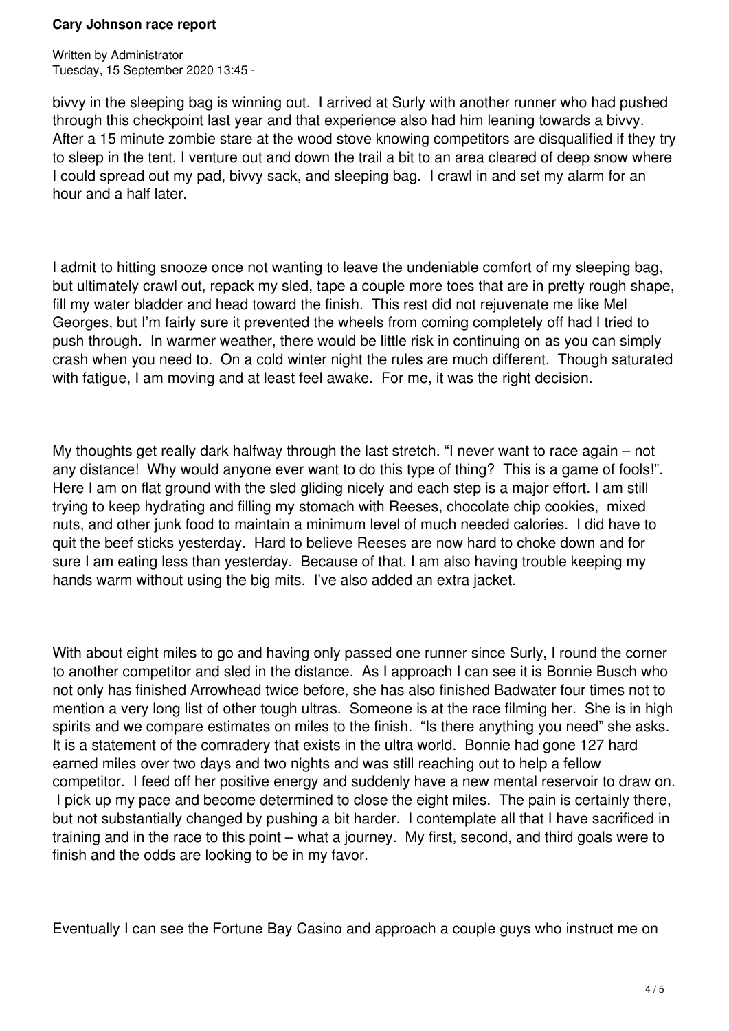bivvy in the sleeping bag is winning out. I arrived at Surly with another runner who had pushed through this checkpoint last year and that experience also had him leaning towards a bivvy. After a 15 minute zombie stare at the wood stove knowing competitors are disqualified if they try to sleep in the tent, I venture out and down the trail a bit to an area cleared of deep snow where I could spread out my pad, bivvy sack, and sleeping bag. I crawl in and set my alarm for an hour and a half later.

I admit to hitting snooze once not wanting to leave the undeniable comfort of my sleeping bag, but ultimately crawl out, repack my sled, tape a couple more toes that are in pretty rough shape, fill my water bladder and head toward the finish. This rest did not rejuvenate me like Mel Georges, but I'm fairly sure it prevented the wheels from coming completely off had I tried to push through. In warmer weather, there would be little risk in continuing on as you can simply crash when you need to. On a cold winter night the rules are much different. Though saturated with fatigue, I am moving and at least feel awake. For me, it was the right decision.

My thoughts get really dark halfway through the last stretch. "I never want to race again – not any distance! Why would anyone ever want to do this type of thing? This is a game of fools!". Here I am on flat ground with the sled gliding nicely and each step is a major effort. I am still trying to keep hydrating and filling my stomach with Reeses, chocolate chip cookies, mixed nuts, and other junk food to maintain a minimum level of much needed calories. I did have to quit the beef sticks yesterday. Hard to believe Reeses are now hard to choke down and for sure I am eating less than yesterday. Because of that, I am also having trouble keeping my hands warm without using the big mits. I've also added an extra jacket.

With about eight miles to go and having only passed one runner since Surly, I round the corner to another competitor and sled in the distance. As I approach I can see it is Bonnie Busch who not only has finished Arrowhead twice before, she has also finished Badwater four times not to mention a very long list of other tough ultras. Someone is at the race filming her. She is in high spirits and we compare estimates on miles to the finish. "Is there anything you need" she asks. It is a statement of the comradery that exists in the ultra world. Bonnie had gone 127 hard earned miles over two days and two nights and was still reaching out to help a fellow competitor. I feed off her positive energy and suddenly have a new mental reservoir to draw on. I pick up my pace and become determined to close the eight miles. The pain is certainly there, but not substantially changed by pushing a bit harder. I contemplate all that I have sacrificed in training and in the race to this point – what a journey. My first, second, and third goals were to finish and the odds are looking to be in my favor.

Eventually I can see the Fortune Bay Casino and approach a couple guys who instruct me on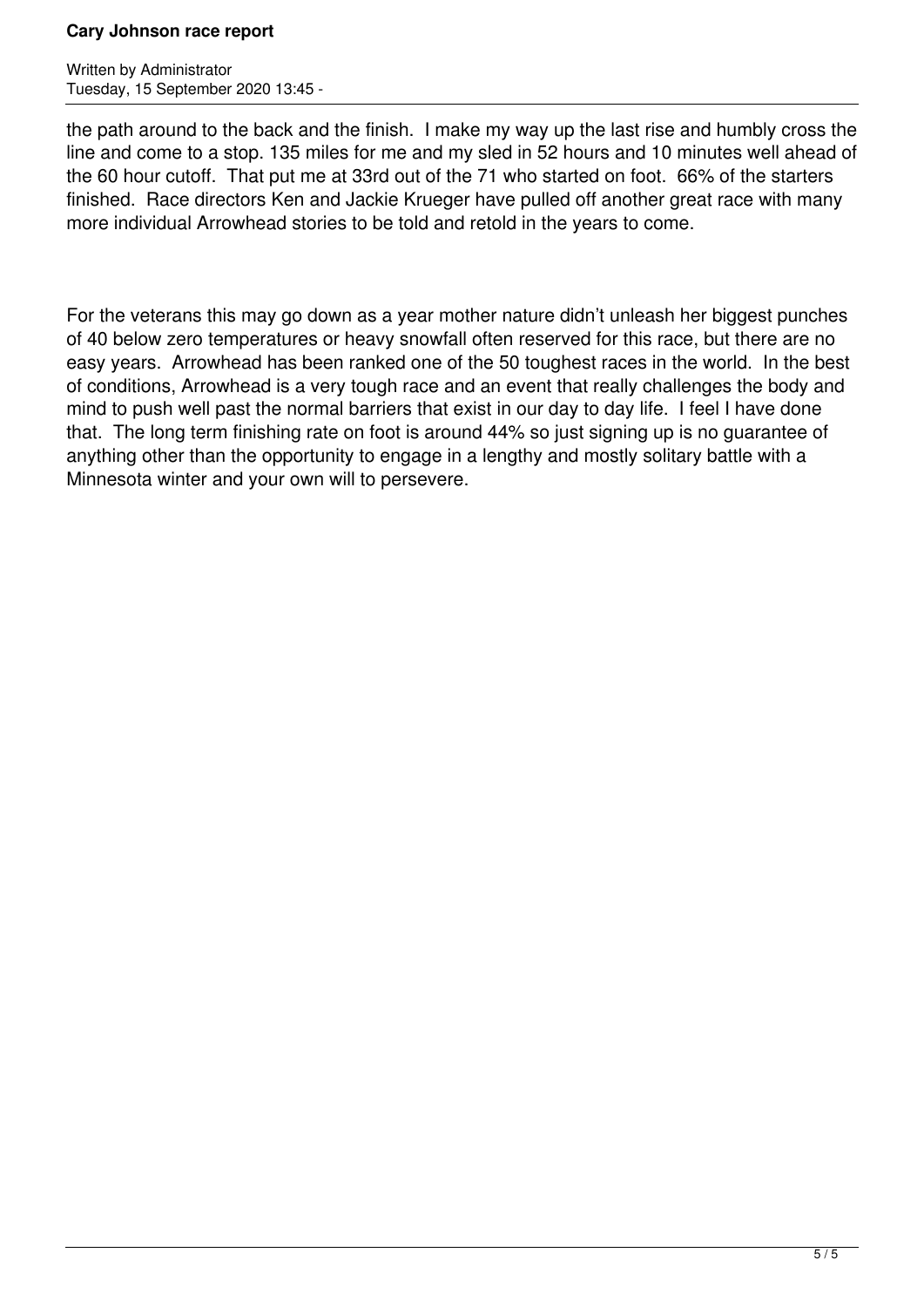the path around to the back and the finish. I make my way up the last rise and humbly cross the line and come to a stop. 135 miles for me and my sled in 52 hours and 10 minutes well ahead of the 60 hour cutoff. That put me at 33rd out of the 71 who started on foot. 66% of the starters finished. Race directors Ken and Jackie Krueger have pulled off another great race with many more individual Arrowhead stories to be told and retold in the years to come.

For the veterans this may go down as a year mother nature didn't unleash her biggest punches of 40 below zero temperatures or heavy snowfall often reserved for this race, but there are no easy years. Arrowhead has been ranked one of the 50 toughest races in the world. In the best of conditions, Arrowhead is a very tough race and an event that really challenges the body and mind to push well past the normal barriers that exist in our day to day life. I feel I have done that. The long term finishing rate on foot is around 44% so just signing up is no guarantee of anything other than the opportunity to engage in a lengthy and mostly solitary battle with a Minnesota winter and your own will to persevere.